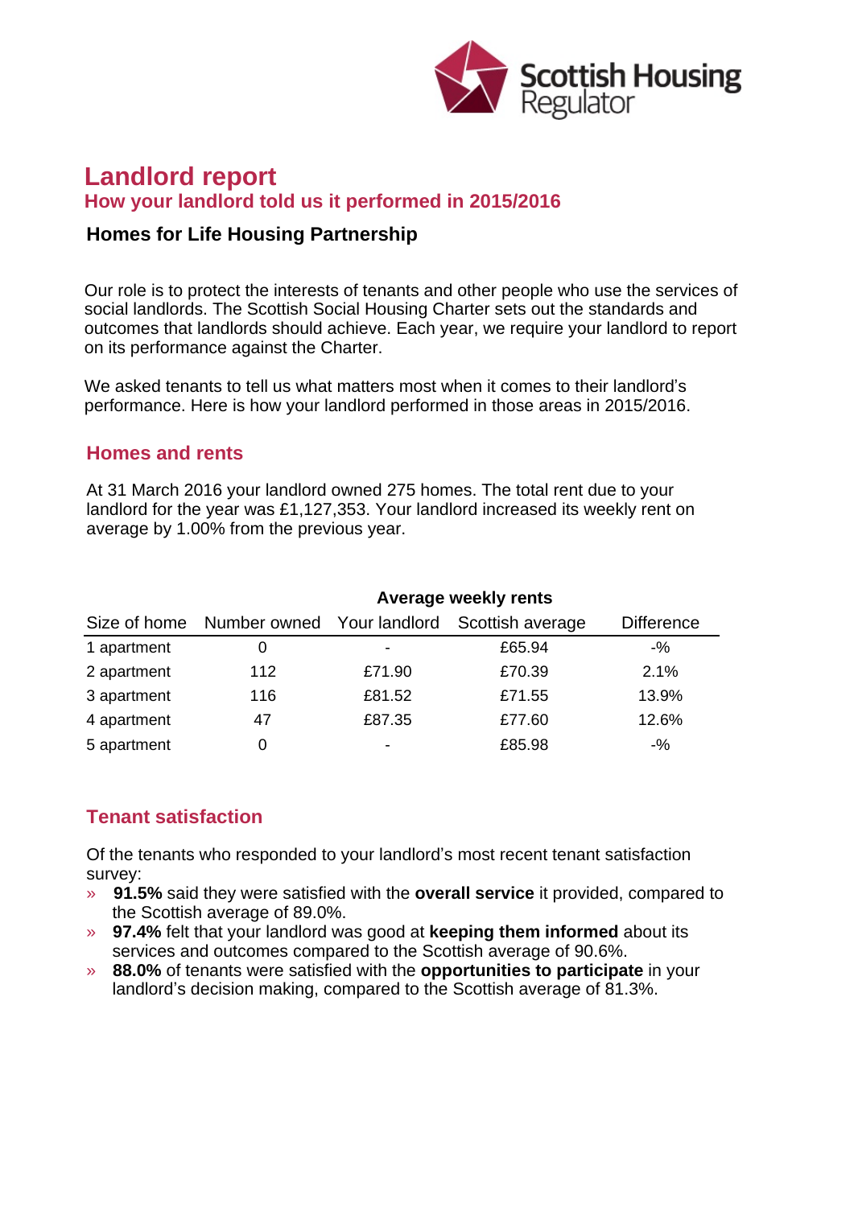# Landlord report

## How your landlord told us it performed in 2015/2016

### Homes for Life Housing Partnership

Our role is to protect the interests of tenants and other people who use the services of social landlords. The Scottish Social Housing Charter sets out the standards and outcomes that landlords should achieve. Each year, we require your landlord to report on its performance against the Charter.

We asked tenants to tell us what matters most when it comes to their landlord's performance. Here is how your landlord performed in those areas in 2015/2016.

## Homes and rents

At 31 March 2016 your landlord owned 275 homes. The total rent due to your landlord for the year was £1,127,353. Your landlord increased its weekly rent on average by 1.00% from the previous year.

| | | **Average weekly rents** | | |
|---|---|---|---|---|
| Size of home | Number owned | Your landlord | Scottish average | Difference |
| 1 apartment | 0 | - | £65.94 | -% |
| 2 apartment | 112 | £71.90 | £70.39 | 2.1% |
| 3 apartment | 116 | £81.52 | £71.55 | 13.9% |
| 4 apartment | 47 | £87.35 | £77.60 | 12.6% |
| 5 apartment | 0 | - | £85.98 | -% |

## Tenant satisfaction

Of the tenants who responded to your landlord's most recent tenant satisfaction survey:

- **91.5%** said they were satisfied with the **overall service** it provided, compared to the Scottish average of 89.0%.
- **97.4%** felt that your landlord was good at **keeping them informed** about its services and outcomes compared to the Scottish average of 90.6%.
- **88.0%** of tenants were satisfied with the **opportunities to participate** in your landlord's decision making, compared to the Scottish average of 81.3%.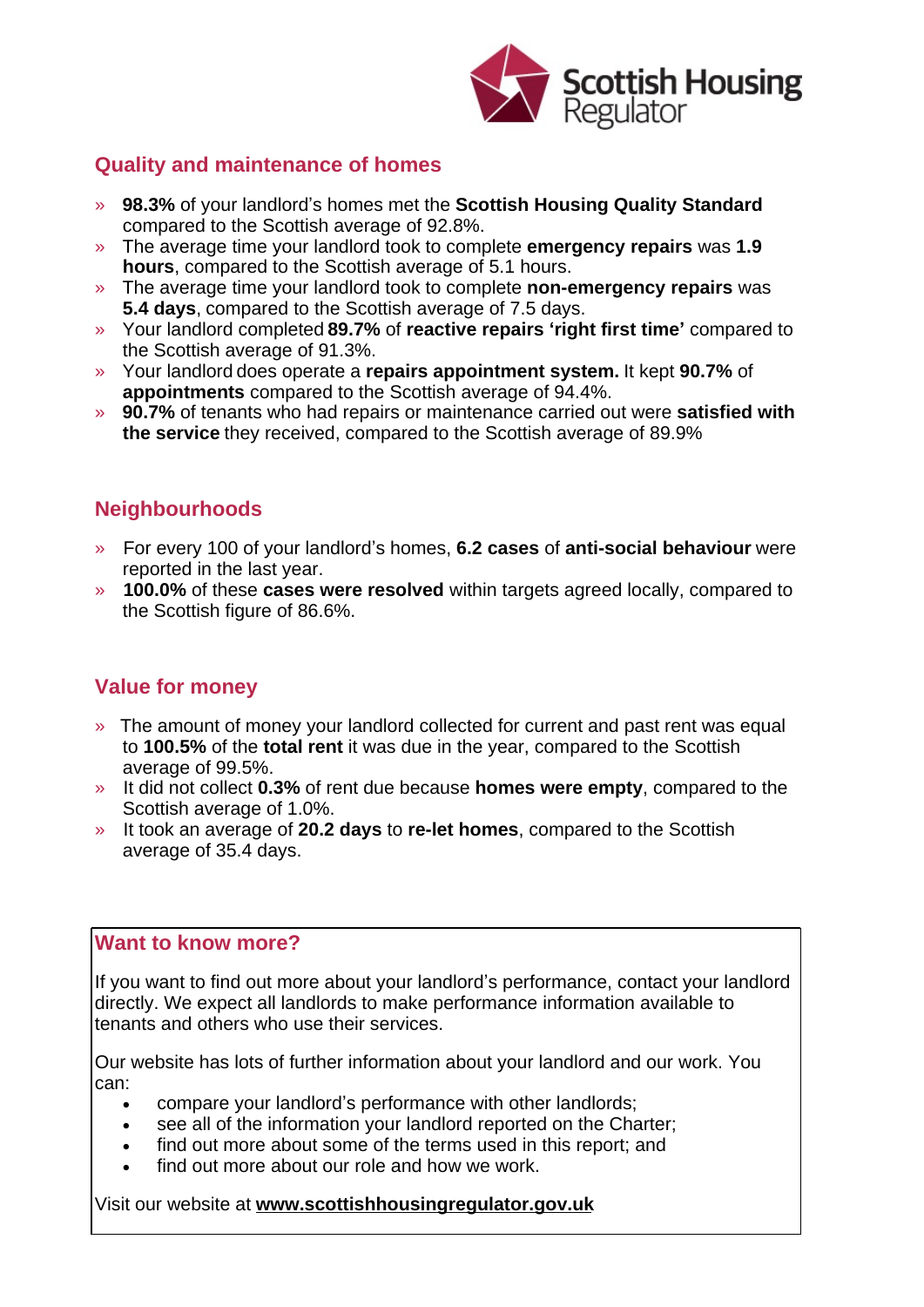## Quality and maintenance of homes

» **98.3%** of your landlord's homes met the **Scottish Housing Quality Standard** compared to the Scottish average of 92.8%.
» The average time your landlord took to complete **emergency repairs** was **1.9 hours**, compared to the Scottish average of 5.1 hours.
» The average time your landlord took to complete **non-emergency repairs** was **5.4 days**, compared to the Scottish average of 7.5 days.
» Your landlord completed **89.7%** of **reactive repairs 'right first time'** compared to the Scottish average of 91.3%.
» Your landlord does operate a **repairs appointment system.** It kept **90.7%** of **appointments** compared to the Scottish average of 94.4%.
» **90.7%** of tenants who had repairs or maintenance carried out were **satisfied with the service** they received, compared to the Scottish average of 89.9%

## Neighbourhoods

» For every 100 of your landlord's homes, **6.2 cases** of **anti-social behaviour** were reported in the last year.
» **100.0%** of these **cases were resolved** within targets agreed locally, compared to the Scottish figure of 86.6%.

## Value for money

» The amount of money your landlord collected for current and past rent was equal to **100.5%** of the **total rent** it was due in the year, compared to the Scottish average of 99.5%.
» It did not collect **0.3%** of rent due because **homes were empty**, compared to the Scottish average of 1.0%.
» It took an average of **20.2 days** to **re-let homes**, compared to the Scottish average of 35.4 days.

## Want to know more?

If you want to find out more about your landlord's performance, contact your landlord directly. We expect all landlords to make performance information available to tenants and others who use their services.

Our website has lots of further information about your landlord and our work. You can:

- compare your landlord's performance with other landlords;
- see all of the information your landlord reported on the Charter;
- find out more about some of the terms used in this report; and
- find out more about our role and how we work.

Visit our website at **www.scottishhousingregulator.gov.uk**